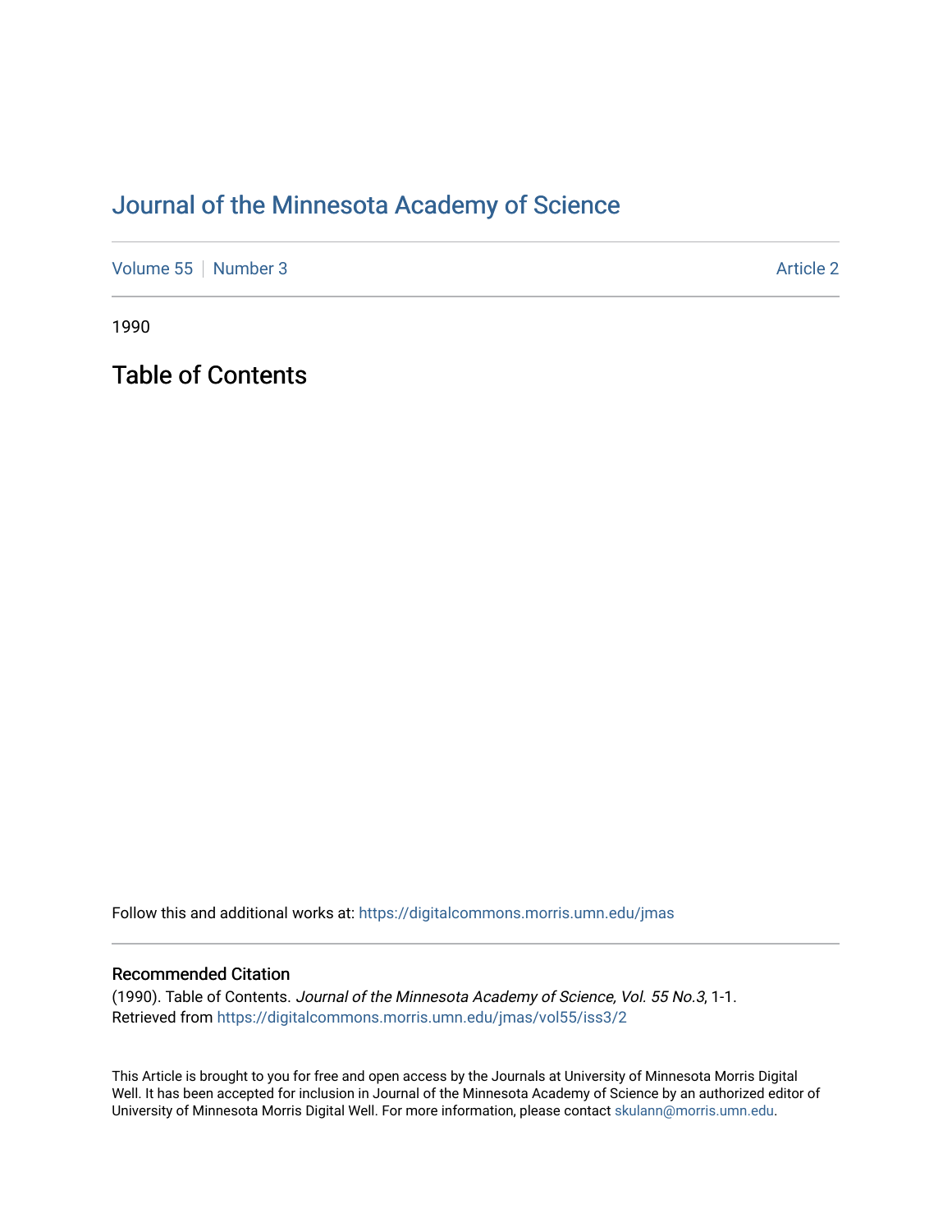# Journal of the Minnesota Academy of Science

Volume 55 | Number 3 | Article 2

1990

## Table of Contents

Follow this and additional works at: https://digitalcommons.morris.umn.edu/jmas

### Recommended Citation

(1990). Table of Contents. *Journal of the Minnesota Academy of Science, Vol. 55 No.3*, 1-1.
Retrieved from https://digitalcommons.morris.umn.edu/jmas/vol55/iss3/2

This Article is brought to you for free and open access by the Journals at University of Minnesota Morris Digital Well. It has been accepted for inclusion in Journal of the Minnesota Academy of Science by an authorized editor of University of Minnesota Morris Digital Well. For more information, please contact skulann@morris.umn.edu.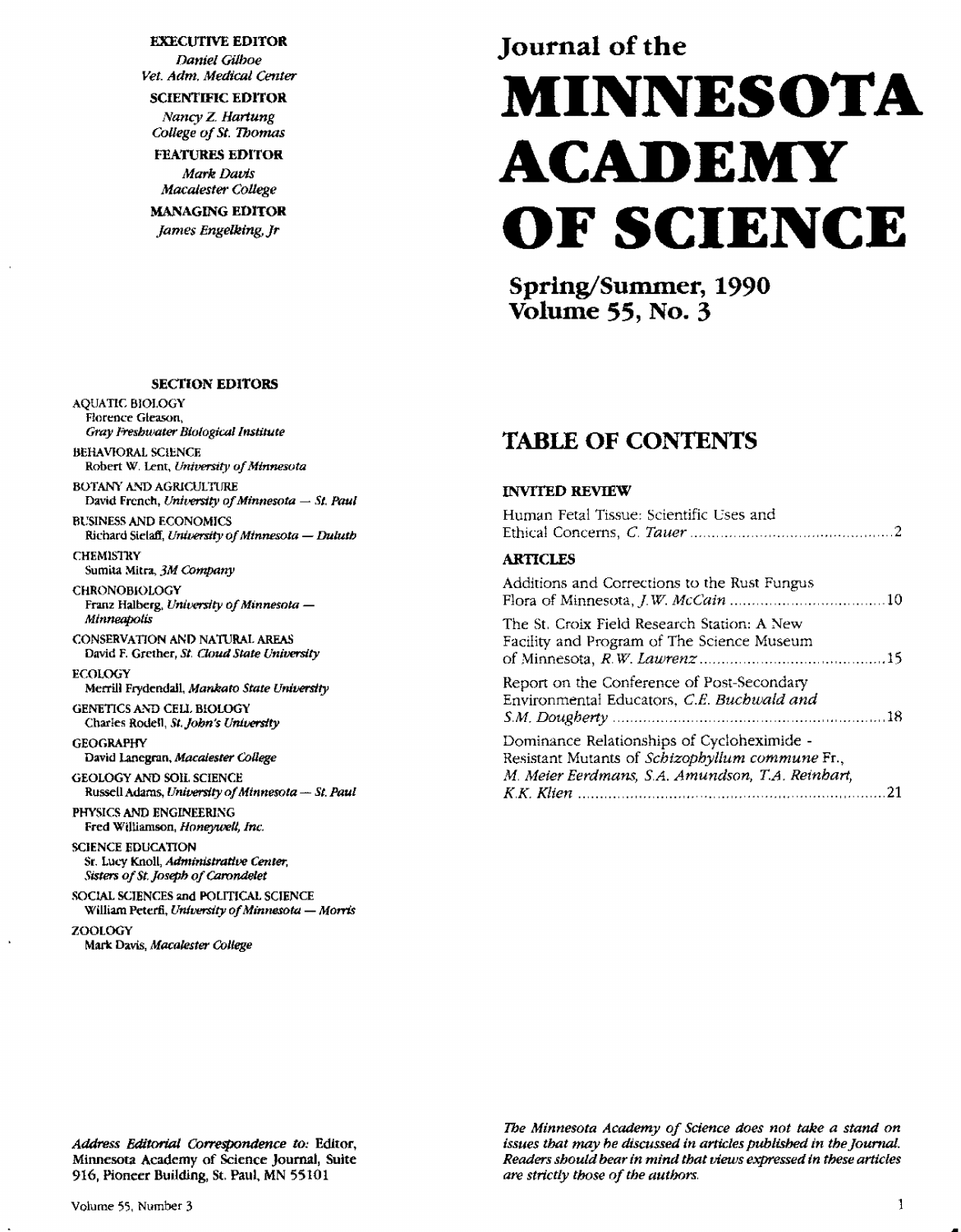**EXECUTIVE EDITOR**
*Daniel Gilboe*
*Vet. Adm. Medical Center*

**SCIENTIFIC EDITOR**
*Nancy Z. Hartung*
*College of St. Thomas*

**FEATURES EDITOR**
*Mark Davis*
*Macalester College*

**MANAGING EDITOR**
*James Engelking, Jr*

# Journal of the MINNESOTA ACADEMY OF SCIENCE

## Spring/Summer, 1990
## Volume 55, No. 3

### SECTION EDITORS

AQUATIC BIOLOGY
Florence Gleason, *Gray Freshwater Biological Institute*

BEHAVIORAL SCIENCE
Robert W. Lent, *University of Minnesota*

BOTANY AND AGRICULTURE
David French, *University of Minnesota — St. Paul*

BUSINESS AND ECONOMICS
Richard Sielaff, *University of Minnesota — Duluth*

CHEMISTRY
Sumita Mitra, *3M Company*

CHRONOBIOLOGY
Franz Halberg, *University of Minnesota — Minneapolis*

CONSERVATION AND NATURAL AREAS
David F. Grether, *St. Cloud State University*

ECOLOGY
Merrill Frydendall, *Mankato State University*

GENETICS AND CELL BIOLOGY
Charles Rodell, *St. John's University*

GEOGRAPHY
David Lanegran, *Macalester College*

GEOLOGY AND SOIL SCIENCE
Russell Adams, *University of Minnesota — St. Paul*

PHYSICS AND ENGINEERING
Fred Williamson, *Honeywell, Inc.*

SCIENCE EDUCATION
Sr. Lucy Knoll, *Administrative Center, Sisters of St. Joseph of Carondelet*

SOCIAL SCIENCES and POLITICAL SCIENCE
William Peterfi, *University of Minnesota — Morris*

ZOOLOGY
Mark Davis, *Macalester College*

## TABLE OF CONTENTS

### INVITED REVIEW

Human Fetal Tissue: Scientific Uses and Ethical Concerns, *C. Tauer* .......... 2

### ARTICLES

Additions and Corrections to the Rust Fungus Flora of Minnesota, *J.W. McCain* .......... 10

The St. Croix Field Research Station: A New Facility and Program of The Science Museum of Minnesota, *R.W. Lawrenz* .......... 15

Report on the Conference of Post-Secondary Environmental Educators, *C.E. Buchwald and S.M. Dougherty* .......... 18

Dominance Relationships of Cycloheximide - Resistant Mutants of *Schizophyllum commune* Fr., *M. Meier Eerdmans, S.A. Amundson, T.A. Reinhart, K.K. Klien* .......... 21

*Address Editorial Correspondence to:* Editor, Minnesota Academy of Science Journal, Suite 916, Pioneer Building, St. Paul, MN 55101

*The Minnesota Academy of Science does not take a stand on issues that may be discussed in articles published in the Journal. Readers should bear in mind that views expressed in these articles are strictly those of the authors.*